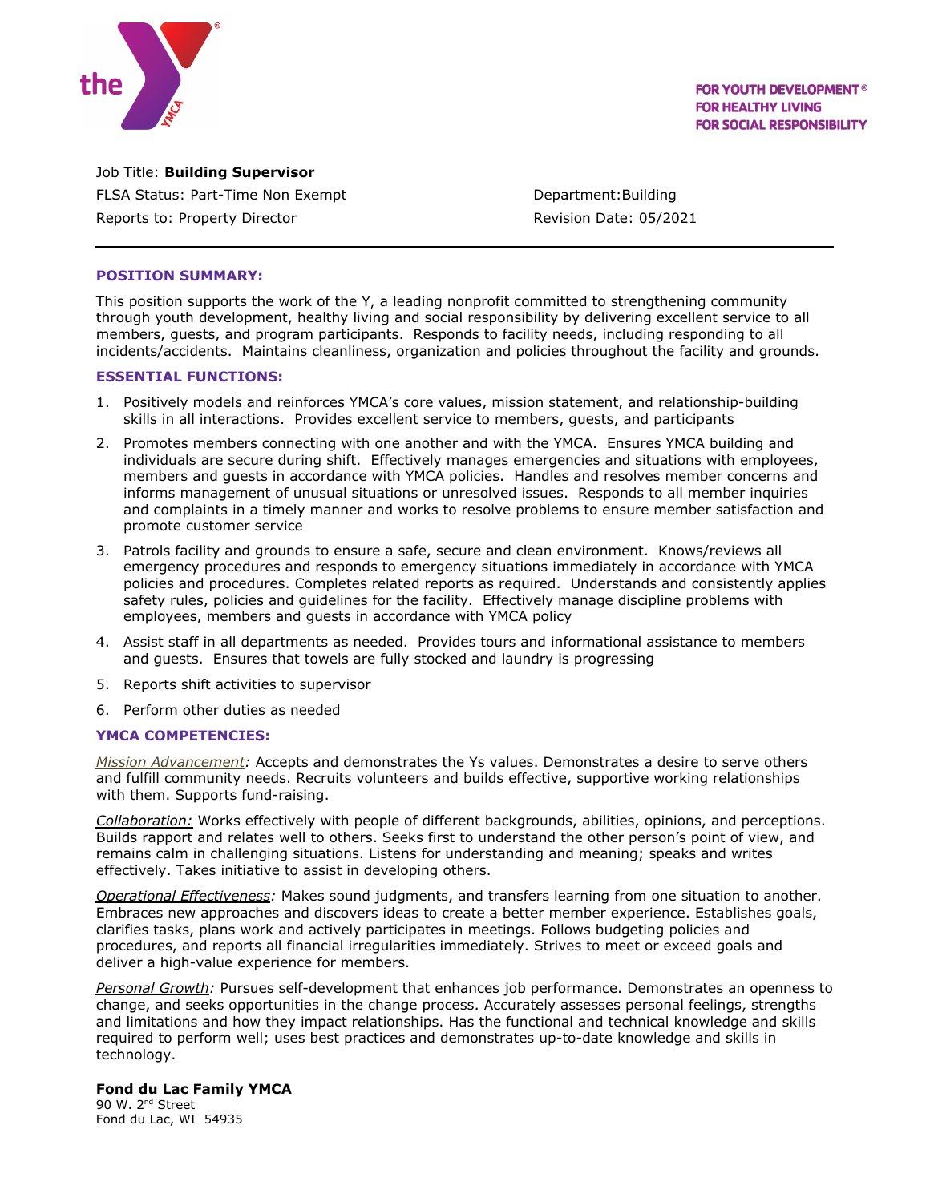FOR YOUTH DEVELOPMENT®
FOR HEALTHY LIVING
FOR SOCIAL RESPONSIBILITY

Job Title: **Building Supervisor**
FLSA Status: Part-Time Non Exempt
Reports to: Property Director

Department: Building
Revision Date: 05/2021

---

## POSITION SUMMARY:

This position supports the work of the Y, a leading nonprofit committed to strengthening community through youth development, healthy living and social responsibility by delivering excellent service to all members, guests, and program participants. Responds to facility needs, including responding to all incidents/accidents. Maintains cleanliness, organization and policies throughout the facility and grounds.

## ESSENTIAL FUNCTIONS:

1. Positively models and reinforces YMCA's core values, mission statement, and relationship-building skills in all interactions. Provides excellent service to members, guests, and participants
2. Promotes members connecting with one another and with the YMCA. Ensures YMCA building and individuals are secure during shift. Effectively manages emergencies and situations with employees, members and guests in accordance with YMCA policies. Handles and resolves member concerns and informs management of unusual situations or unresolved issues. Responds to all member inquiries and complaints in a timely manner and works to resolve problems to ensure member satisfaction and promote customer service
3. Patrols facility and grounds to ensure a safe, secure and clean environment. Knows/reviews all emergency procedures and responds to emergency situations immediately in accordance with YMCA policies and procedures. Completes related reports as required. Understands and consistently applies safety rules, policies and guidelines for the facility. Effectively manage discipline problems with employees, members and guests in accordance with YMCA policy
4. Assist staff in all departments as needed. Provides tours and informational assistance to members and guests. Ensures that towels are fully stocked and laundry is progressing
5. Reports shift activities to supervisor
6. Perform other duties as needed

## YMCA COMPETENCIES:

*Mission Advancement:* Accepts and demonstrates the Ys values. Demonstrates a desire to serve others and fulfill community needs. Recruits volunteers and builds effective, supportive working relationships with them. Supports fund-raising.

*Collaboration:* Works effectively with people of different backgrounds, abilities, opinions, and perceptions. Builds rapport and relates well to others. Seeks first to understand the other person's point of view, and remains calm in challenging situations. Listens for understanding and meaning; speaks and writes effectively. Takes initiative to assist in developing others.

*Operational Effectiveness:* Makes sound judgments, and transfers learning from one situation to another. Embraces new approaches and discovers ideas to create a better member experience. Establishes goals, clarifies tasks, plans work and actively participates in meetings. Follows budgeting policies and procedures, and reports all financial irregularities immediately. Strives to meet or exceed goals and deliver a high-value experience for members.

*Personal Growth:* Pursues self-development that enhances job performance. Demonstrates an openness to change, and seeks opportunities in the change process. Accurately assesses personal feelings, strengths and limitations and how they impact relationships. Has the functional and technical knowledge and skills required to perform well; uses best practices and demonstrates up-to-date knowledge and skills in technology.

**Fond du Lac Family YMCA**
90 W. 2nd Street
Fond du Lac, WI 54935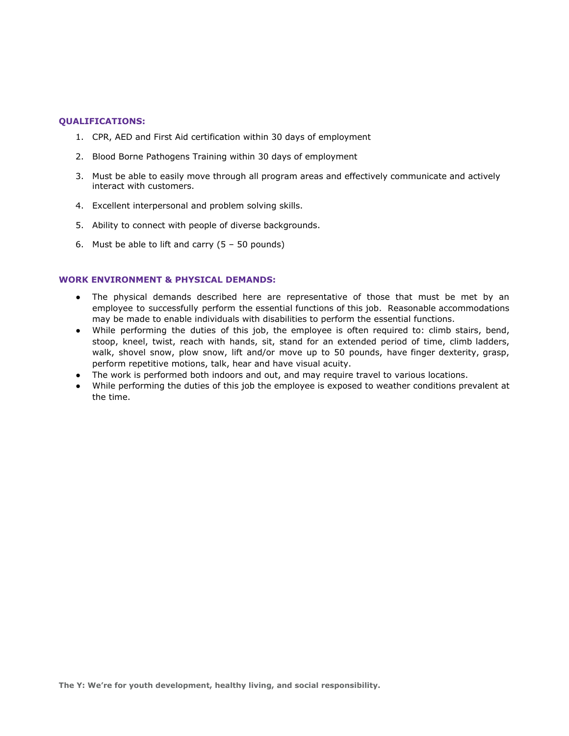**QUALIFICATIONS:**

1. CPR, AED and First Aid certification within 30 days of employment
2. Blood Borne Pathogens Training within 30 days of employment
3. Must be able to easily move through all program areas and effectively communicate and actively interact with customers.
4. Excellent interpersonal and problem solving skills.
5. Ability to connect with people of diverse backgrounds.
6. Must be able to lift and carry (5 – 50 pounds)

**WORK ENVIRONMENT & PHYSICAL DEMANDS:**

- The physical demands described here are representative of those that must be met by an employee to successfully perform the essential functions of this job. Reasonable accommodations may be made to enable individuals with disabilities to perform the essential functions.
- While performing the duties of this job, the employee is often required to: climb stairs, bend, stoop, kneel, twist, reach with hands, sit, stand for an extended period of time, climb ladders, walk, shovel snow, plow snow, lift and/or move up to 50 pounds, have finger dexterity, grasp, perform repetitive motions, talk, hear and have visual acuity.
- The work is performed both indoors and out, and may require travel to various locations.
- While performing the duties of this job the employee is exposed to weather conditions prevalent at the time.